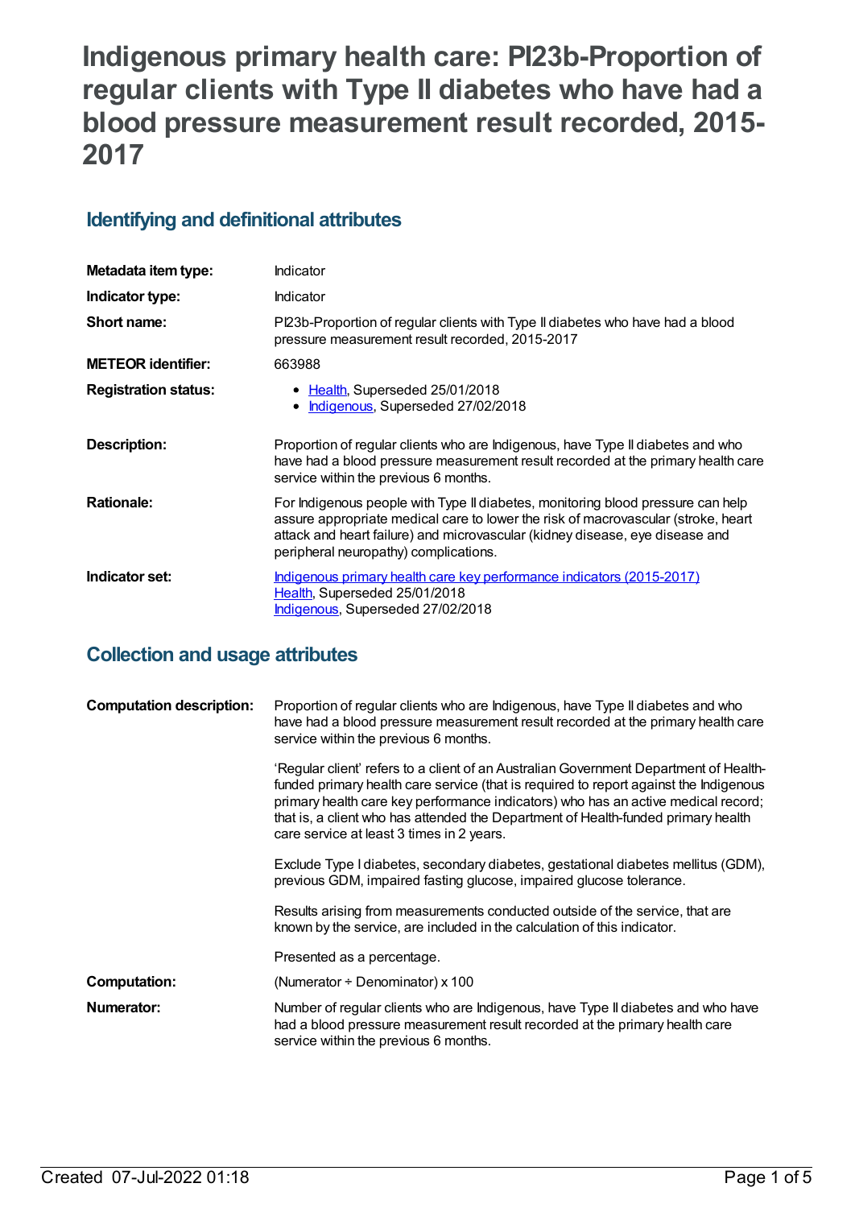# Indigenous primary health care: PI23b-Proportion of regular clients with Type II diabetes who have had a blood pressure measurement result recorded, 2015-2017

## Identifying and definitional attributes

| | |
|---|---|
| **Metadata item type:** | Indicator |
| **Indicator type:** | Indicator |
| **Short name:** | PI23b-Proportion of regular clients with Type II diabetes who have had a blood pressure measurement result recorded, 2015-2017 |
| **METEOR identifier:** | 663988 |
| **Registration status:** | • Health, Superseded 25/01/2018<br>• Indigenous, Superseded 27/02/2018 |
| **Description:** | Proportion of regular clients who are Indigenous, have Type II diabetes and who have had a blood pressure measurement result recorded at the primary health care service within the previous 6 months. |
| **Rationale:** | For Indigenous people with Type II diabetes, monitoring blood pressure can help assure appropriate medical care to lower the risk of macrovascular (stroke, heart attack and heart failure) and microvascular (kidney disease, eye disease and peripheral neuropathy) complications. |
| **Indicator set:** | Indigenous primary health care key performance indicators (2015-2017)<br>Health, Superseded 25/01/2018<br>Indigenous, Superseded 27/02/2018 |

## Collection and usage attributes

| | |
|---|---|
| **Computation description:** | Proportion of regular clients who are Indigenous, have Type II diabetes and who have had a blood pressure measurement result recorded at the primary health care service within the previous 6 months.<br><br>'Regular client' refers to a client of an Australian Government Department of Health-funded primary health care service (that is required to report against the Indigenous primary health care key performance indicators) who has an active medical record; that is, a client who has attended the Department of Health-funded primary health care service at least 3 times in 2 years.<br><br>Exclude Type I diabetes, secondary diabetes, gestational diabetes mellitus (GDM), previous GDM, impaired fasting glucose, impaired glucose tolerance.<br><br>Results arising from measurements conducted outside of the service, that are known by the service, are included in the calculation of this indicator.<br><br>Presented as a percentage. |
| **Computation:** | (Numerator ÷ Denominator) x 100 |
| **Numerator:** | Number of regular clients who are Indigenous, have Type II diabetes and who have had a blood pressure measurement result recorded at the primary health care service within the previous 6 months. |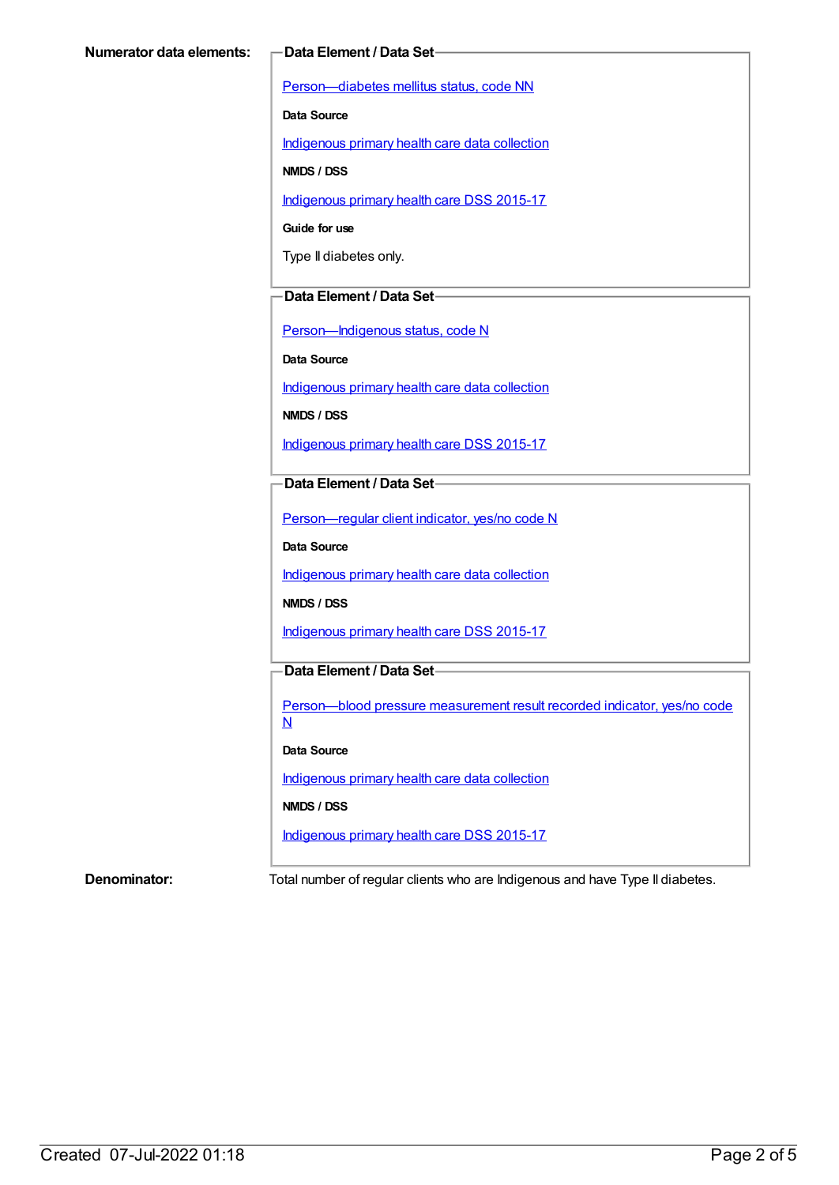**Numerator data elements:**

**Data Element / Data Set**

Person—diabetes mellitus status, code NN

**Data Source**

Indigenous primary health care data collection

**NMDS / DSS**

Indigenous primary health care DSS 2015-17

**Guide for use**

Type II diabetes only.

**Data Element / Data Set**

Person—Indigenous status, code N

**Data Source**

Indigenous primary health care data collection

**NMDS / DSS**

Indigenous primary health care DSS 2015-17

**Data Element / Data Set**

Person—regular client indicator, yes/no code N

**Data Source**

Indigenous primary health care data collection

**NMDS / DSS**

Indigenous primary health care DSS 2015-17

**Data Element / Data Set**

Person—blood pressure measurement result recorded indicator, yes/no code N

**Data Source**

Indigenous primary health care data collection

**NMDS / DSS**

Indigenous primary health care DSS 2015-17

**Denominator:** Total number of regular clients who are Indigenous and have Type II diabetes.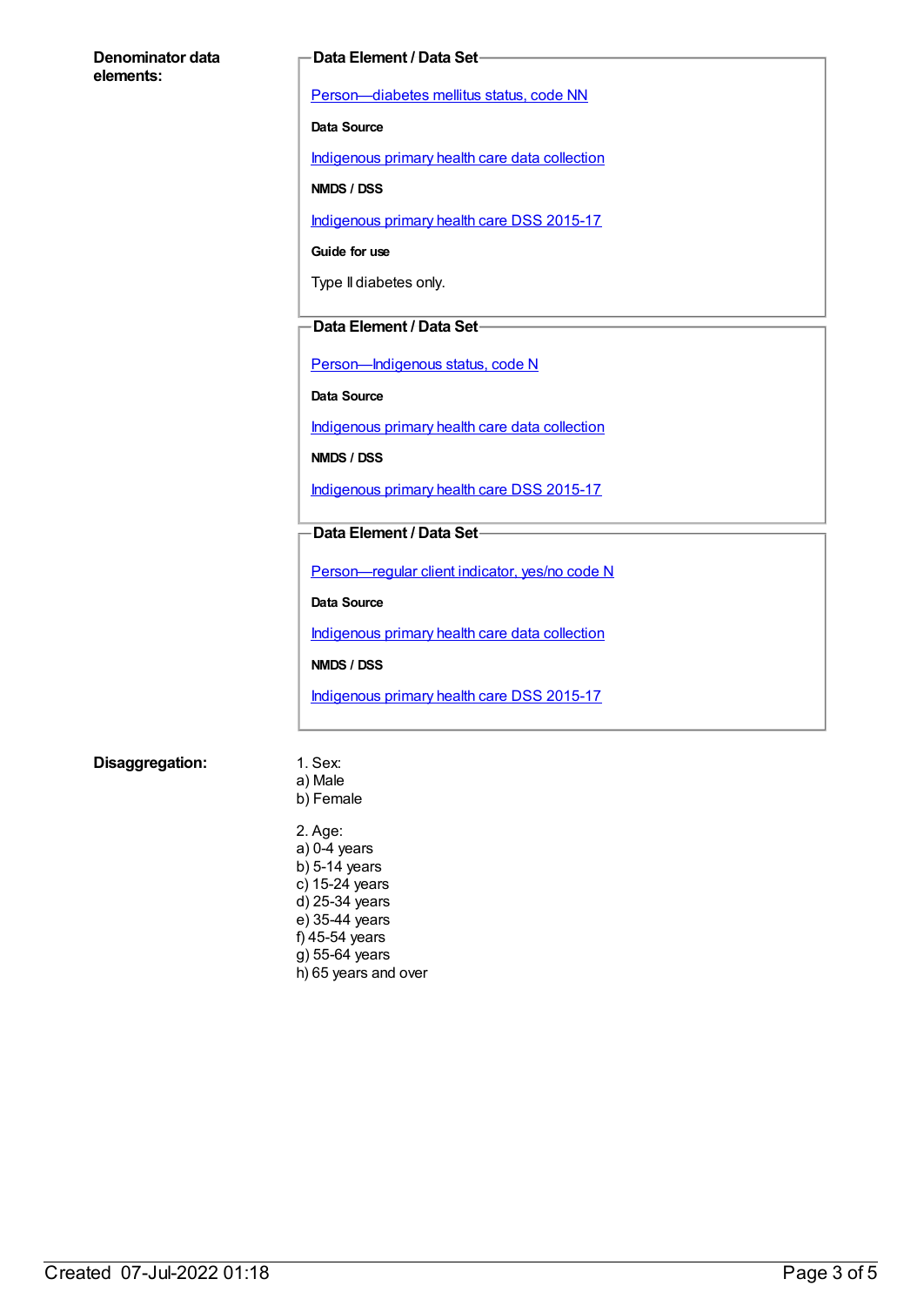**Denominator data elements:**

**Data Element / Data Set**

Person—diabetes mellitus status, code NN

**Data Source**

Indigenous primary health care data collection

**NMDS / DSS**

Indigenous primary health care DSS 2015-17

**Guide for use**

Type II diabetes only.

**Data Element / Data Set**

Person—Indigenous status, code N

**Data Source**

Indigenous primary health care data collection

**NMDS / DSS**

Indigenous primary health care DSS 2015-17

**Data Element / Data Set**

Person—regular client indicator, yes/no code N

**Data Source**

Indigenous primary health care data collection

**NMDS / DSS**

Indigenous primary health care DSS 2015-17

**Disaggregation:**

1. Sex:
a) Male
b) Female

2. Age:
a) 0-4 years
b) 5-14 years
c) 15-24 years
d) 25-34 years
e) 35-44 years
f) 45-54 years
g) 55-64 years
h) 65 years and over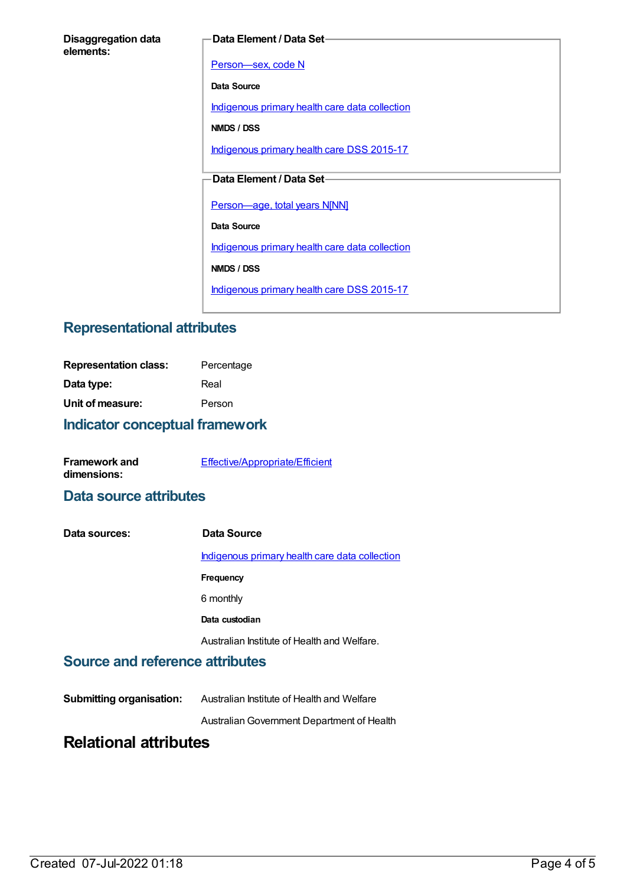**Disaggregation data elements:**

**Data Element / Data Set**

Person—sex, code N

**Data Source**

Indigenous primary health care data collection

**NMDS / DSS**

Indigenous primary health care DSS 2015-17

**Data Element / Data Set**

Person—age, total years N[NN]

**Data Source**

Indigenous primary health care data collection

**NMDS / DSS**

Indigenous primary health care DSS 2015-17

## Representational attributes

**Representation class:** Percentage

**Data type:** Real

**Unit of measure:** Person

## Indicator conceptual framework

**Framework and dimensions:** Effective/Appropriate/Efficient

## Data source attributes

**Data sources:**

**Data Source**

Indigenous primary health care data collection

**Frequency**

6 monthly

**Data custodian**

Australian Institute of Health and Welfare.

## Source and reference attributes

**Submitting organisation:** Australian Institute of Health and Welfare

Australian Government Department of Health

# Relational attributes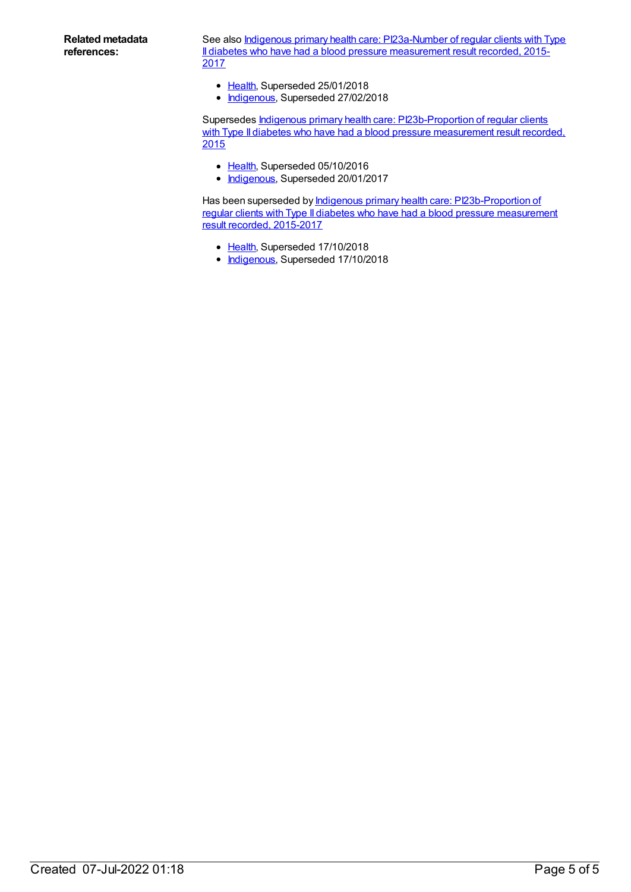**Related metadata references:**

See also Indigenous primary health care: PI23a-Number of regular clients with Type II diabetes who have had a blood pressure measurement result recorded, 2015-2017

- Health, Superseded 25/01/2018
- Indigenous, Superseded 27/02/2018

Supersedes Indigenous primary health care: PI23b-Proportion of regular clients with Type II diabetes who have had a blood pressure measurement result recorded, 2015

- Health, Superseded 05/10/2016
- Indigenous, Superseded 20/01/2017

Has been superseded by Indigenous primary health care: PI23b-Proportion of regular clients with Type II diabetes who have had a blood pressure measurement result recorded, 2015-2017

- Health, Superseded 17/10/2018
- Indigenous, Superseded 17/10/2018